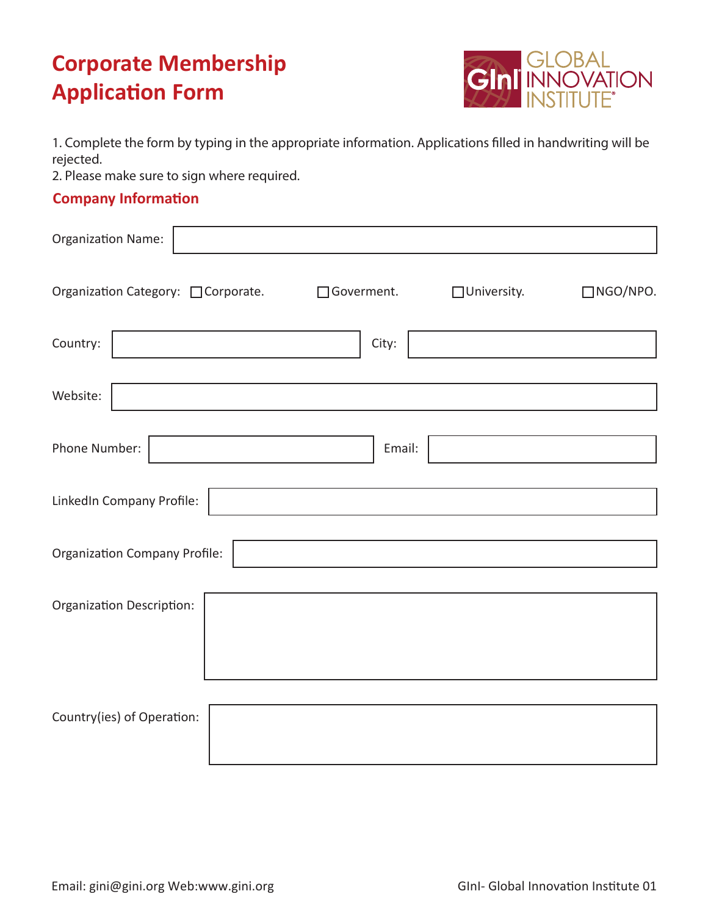# Corporate Membership Application Form

GInI GLOBAL INNOVATION INSTITUTE

1. Complete the form by typing in the appropriate information. Applications filled in handwriting will be rejected.
2. Please make sure to sign where required.

## Company Information

Organization Name:

Organization Category: ☐Corporate. ☐Goverment. ☐University. ☐NGO/NPO.

Country: City:

Website:

Phone Number: Email:

LinkedIn Company Profile:

Organization Company Profile:

Organization Description:

Country(ies) of Operation:

Email: gini@gini.org Web:www.gini.org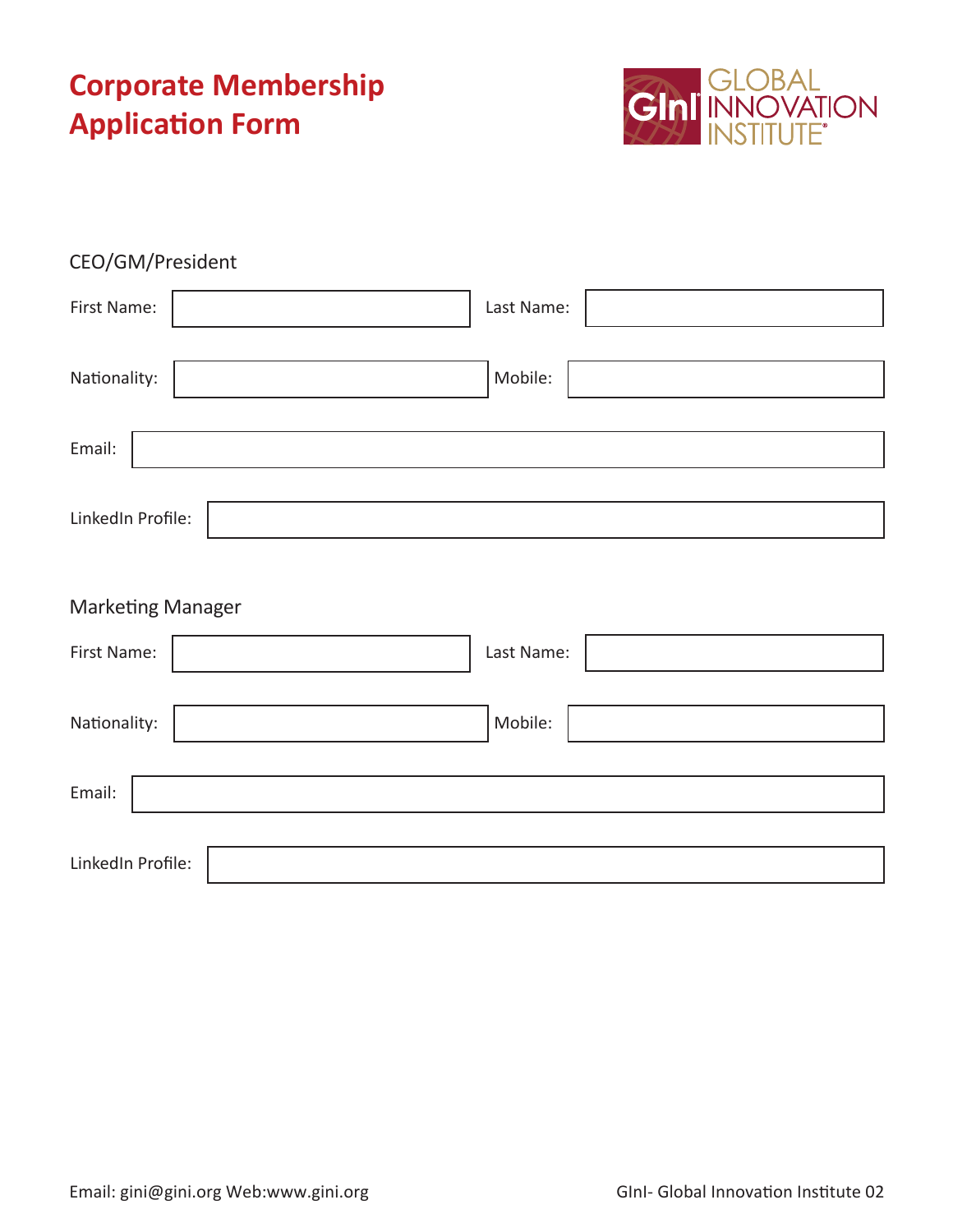# Corporate Membership Application Form

GLOBAL INNOVATION INSTITUTE

## CEO/GM/President

First Name: ____________________ Last Name: ____________________

Nationality: ____________________ Mobile: ____________________

Email: ____________________

LinkedIn Profile: ____________________

## Marketing Manager

First Name: ____________________ Last Name: ____________________

Nationality: ____________________ Mobile: ____________________

Email: ____________________

LinkedIn Profile: ____________________

Email: gini@gini.org Web:www.gini.org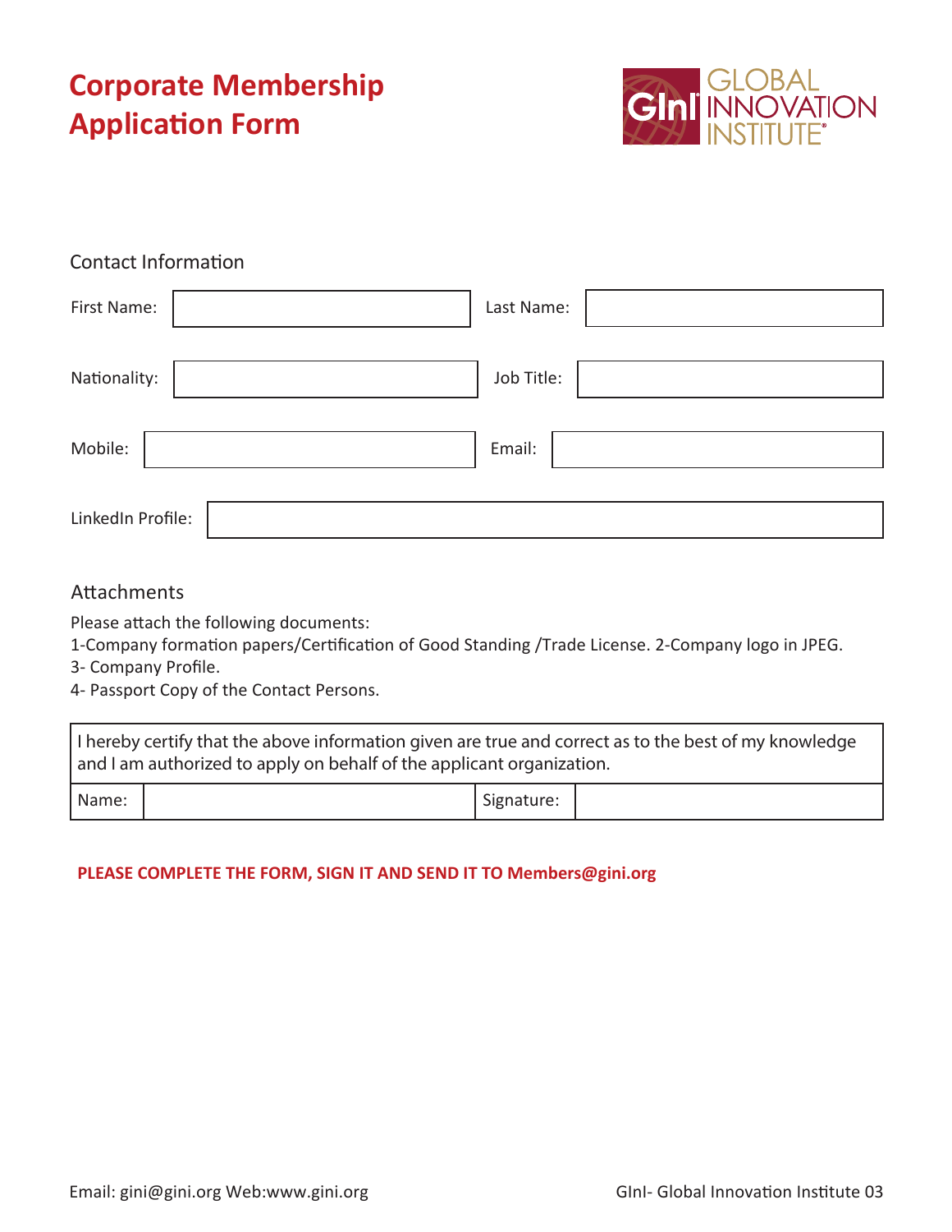# Corporate Membership Application Form

GInI GLOBAL INNOVATION INSTITUTE®

## Contact Information

| | | | |
|---|---|---|---|
| First Name: | | Last Name: | |
| Nationality: | | Job Title: | |
| Mobile: | | Email: | |
| LinkedIn Profile: | | | |

## Attachments

Please attach the following documents:

1-Company formation papers/Certification of Good Standing /Trade License. 2-Company logo in JPEG.

3- Company Profile.

4- Passport Copy of the Contact Persons.

| I hereby certify that the above information given are true and correct as to the best of my knowledge and I am authorized to apply on behalf of the applicant organization. | | | |
|---|---|---|---|
| Name: | | Signature: | |

**PLEASE COMPLETE THE FORM, SIGN IT AND SEND IT TO Members@gini.org**

Email: gini@gini.org Web:www.gini.org

GInI- Global Innovation Institute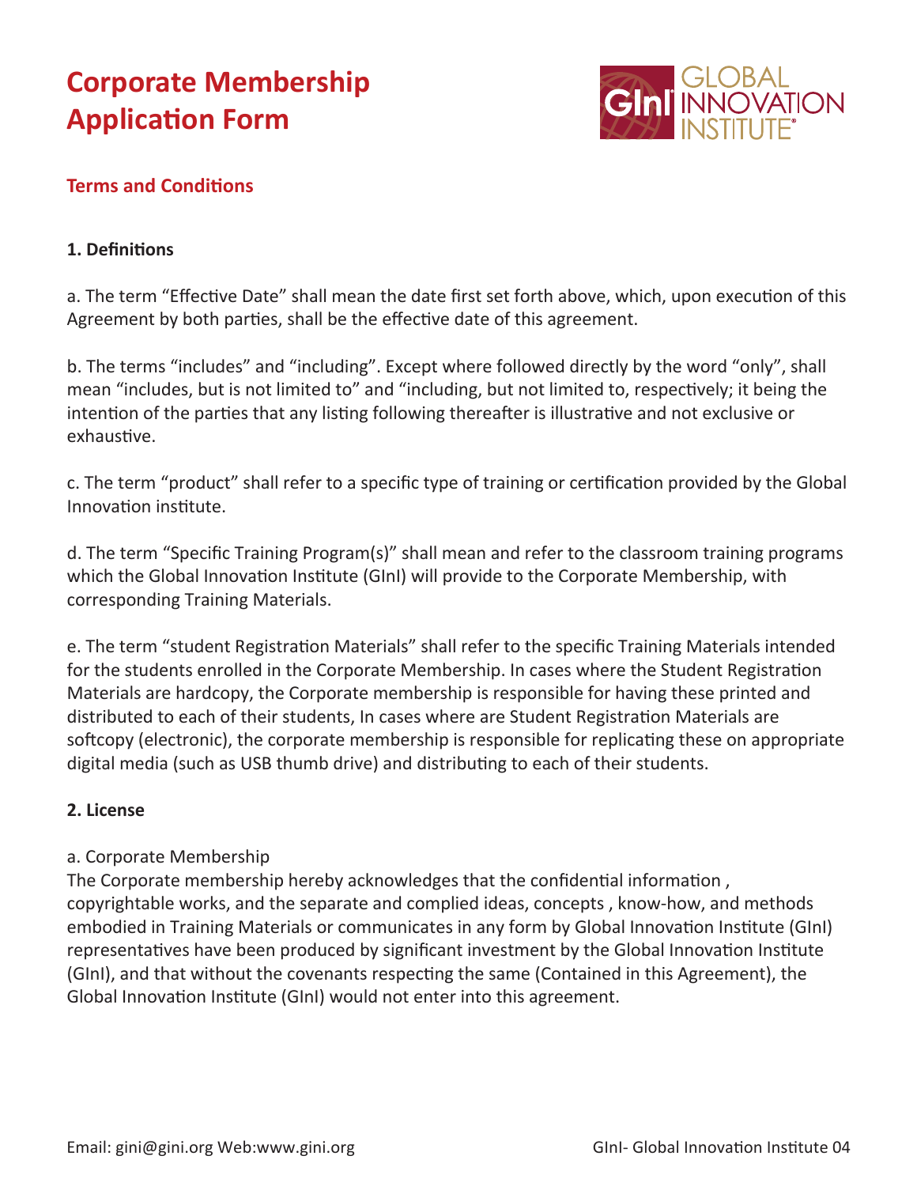# Corporate Membership Application Form

## Terms and Conditions

### 1. Definitions

a. The term "Effective Date" shall mean the date first set forth above, which, upon execution of this Agreement by both parties, shall be the effective date of this agreement.

b. The terms "includes" and "including". Except where followed directly by the word "only", shall mean "includes, but is not limited to" and "including, but not limited to, respectively; it being the intention of the parties that any listing following thereafter is illustrative and not exclusive or exhaustive.

c. The term "product" shall refer to a specific type of training or certification provided by the Global Innovation institute.

d. The term "Specific Training Program(s)" shall mean and refer to the classroom training programs which the Global Innovation Institute (GInI) will provide to the Corporate Membership, with corresponding Training Materials.

e. The term "student Registration Materials" shall refer to the specific Training Materials intended for the students enrolled in the Corporate Membership. In cases where the Student Registration Materials are hardcopy, the Corporate membership is responsible for having these printed and distributed to each of their students, In cases where are Student Registration Materials are softcopy (electronic), the corporate membership is responsible for replicating these on appropriate digital media (such as USB thumb drive) and distributing to each of their students.

### 2. License

a. Corporate Membership

The Corporate membership hereby acknowledges that the confidential information , copyrightable works, and the separate and complied ideas, concepts , know-how, and methods embodied in Training Materials or communicates in any form by Global Innovation Institute (GInI) representatives have been produced by significant investment by the Global Innovation Institute (GInI), and that without the covenants respecting the same (Contained in this Agreement), the Global Innovation Institute (GInI) would not enter into this agreement.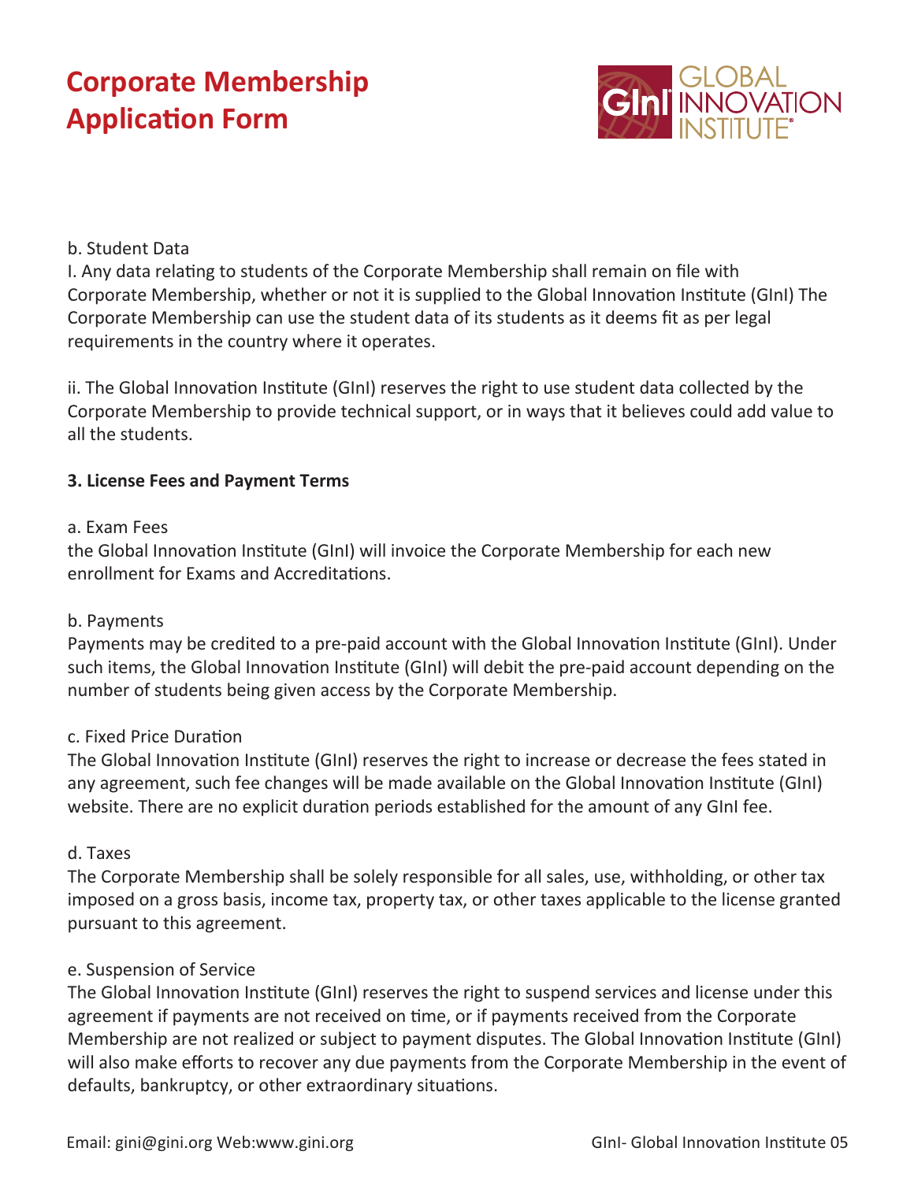# Corporate Membership Application Form

b. Student Data

I. Any data relating to students of the Corporate Membership shall remain on file with Corporate Membership, whether or not it is supplied to the Global Innovation Institute (GInI) The Corporate Membership can use the student data of its students as it deems fit as per legal requirements in the country where it operates.

ii. The Global Innovation Institute (GInI) reserves the right to use student data collected by the Corporate Membership to provide technical support, or in ways that it believes could add value to all the students.

**3. License Fees and Payment Terms**

a. Exam Fees

the Global Innovation Institute (GInI) will invoice the Corporate Membership for each new enrollment for Exams and Accreditations.

b. Payments

Payments may be credited to a pre-paid account with the Global Innovation Institute (GInI). Under such items, the Global Innovation Institute (GInI) will debit the pre-paid account depending on the number of students being given access by the Corporate Membership.

c. Fixed Price Duration

The Global Innovation Institute (GInI) reserves the right to increase or decrease the fees stated in any agreement, such fee changes will be made available on the Global Innovation Institute (GInI) website. There are no explicit duration periods established for the amount of any GInI fee.

d. Taxes

The Corporate Membership shall be solely responsible for all sales, use, withholding, or other tax imposed on a gross basis, income tax, property tax, or other taxes applicable to the license granted pursuant to this agreement.

e. Suspension of Service

The Global Innovation Institute (GInI) reserves the right to suspend services and license under this agreement if payments are not received on time, or if payments received from the Corporate Membership are not realized or subject to payment disputes. The Global Innovation Institute (GInI) will also make efforts to recover any due payments from the Corporate Membership in the event of defaults, bankruptcy, or other extraordinary situations.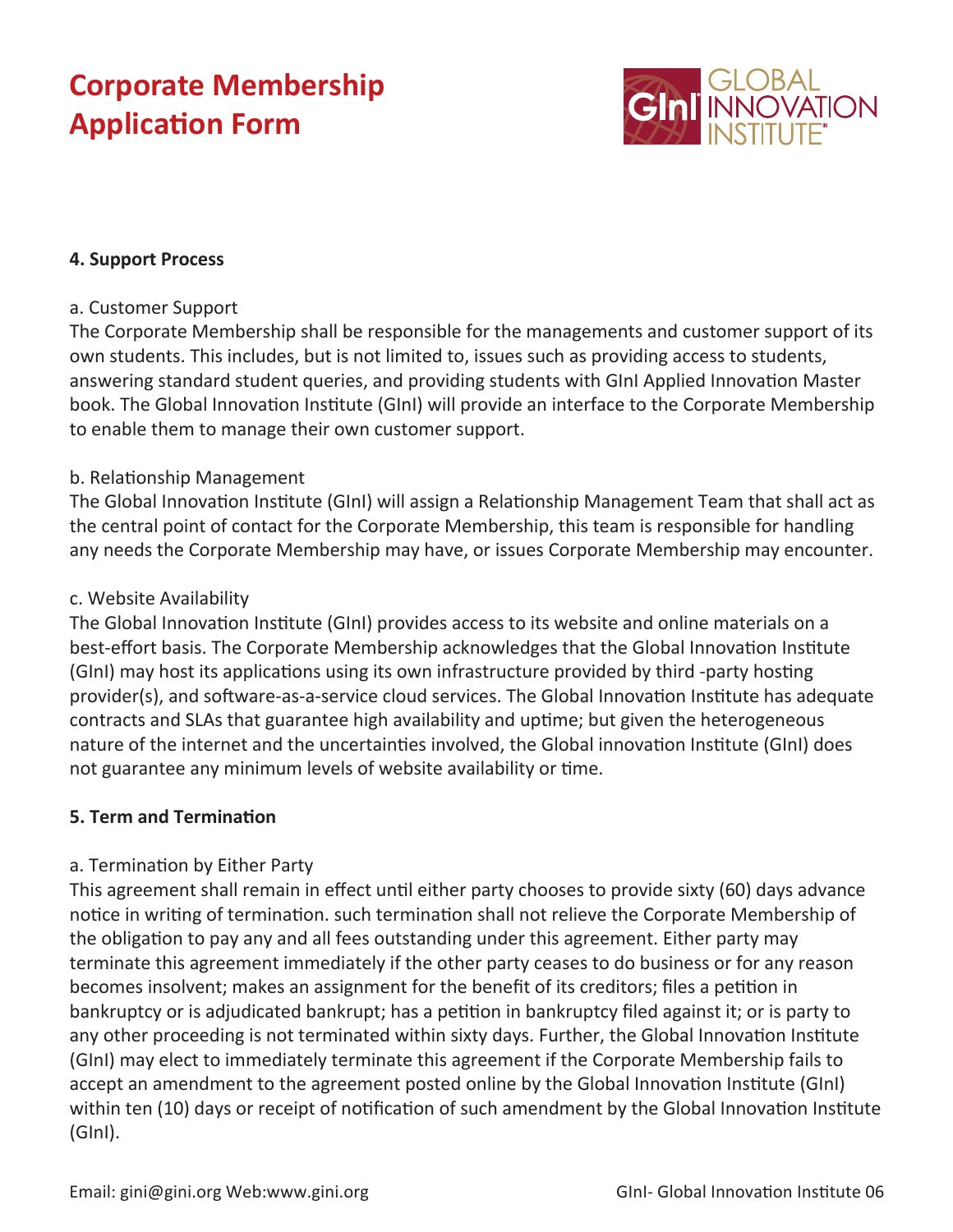## 4. Support Process

a. Customer Support

The Corporate Membership shall be responsible for the managements and customer support of its own students. This includes, but is not limited to, issues such as providing access to students, answering standard student queries, and providing students with GInI Applied Innovation Master book. The Global Innovation Institute (GInI) will provide an interface to the Corporate Membership to enable them to manage their own customer support.

b. Relationship Management

The Global Innovation Institute (GInI) will assign a Relationship Management Team that shall act as the central point of contact for the Corporate Membership, this team is responsible for handling any needs the Corporate Membership may have, or issues Corporate Membership may encounter.

c. Website Availability

The Global Innovation Institute (GInI) provides access to its website and online materials on a best-effort basis. The Corporate Membership acknowledges that the Global Innovation Institute (GInI) may host its applications using its own infrastructure provided by third -party hosting provider(s), and software-as-a-service cloud services. The Global Innovation Institute has adequate contracts and SLAs that guarantee high availability and uptime; but given the heterogeneous nature of the internet and the uncertainties involved, the Global innovation Institute (GInI) does not guarantee any minimum levels of website availability or time.

## 5. Term and Termination

a. Termination by Either Party

This agreement shall remain in effect until either party chooses to provide sixty (60) days advance notice in writing of termination. such termination shall not relieve the Corporate Membership of the obligation to pay any and all fees outstanding under this agreement. Either party may terminate this agreement immediately if the other party ceases to do business or for any reason becomes insolvent; makes an assignment for the benefit of its creditors; files a petition in bankruptcy or is adjudicated bankrupt; has a petition in bankruptcy filed against it; or is party to any other proceeding is not terminated within sixty days. Further, the Global Innovation Institute (GInI) may elect to immediately terminate this agreement if the Corporate Membership fails to accept an amendment to the agreement posted online by the Global Innovation Institute (GInI) within ten (10) days or receipt of notification of such amendment by the Global Innovation Institute (GInI).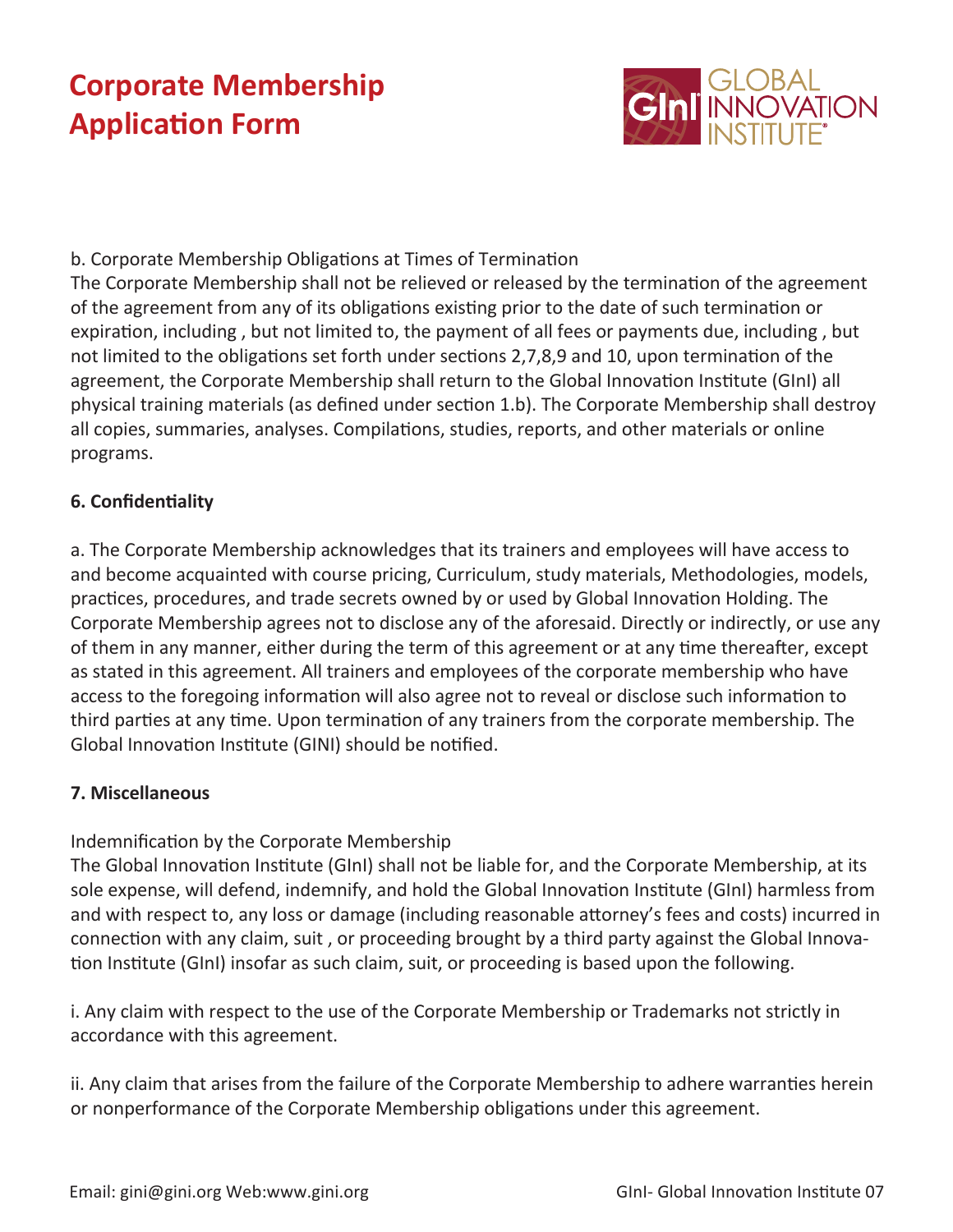# Corporate Membership Application Form

b. Corporate Membership Obligations at Times of Termination

The Corporate Membership shall not be relieved or released by the termination of the agreement of the agreement from any of its obligations existing prior to the date of such termination or expiration, including , but not limited to, the payment of all fees or payments due, including , but not limited to the obligations set forth under sections 2,7,8,9 and 10, upon termination of the agreement, the Corporate Membership shall return to the Global Innovation Institute (GInI) all physical training materials (as defined under section 1.b). The Corporate Membership shall destroy all copies, summaries, analyses. Compilations, studies, reports, and other materials or online programs.

**6. Confidentiality**

a. The Corporate Membership acknowledges that its trainers and employees will have access to and become acquainted with course pricing, Curriculum, study materials, Methodologies, models, practices, procedures, and trade secrets owned by or used by Global Innovation Holding. The Corporate Membership agrees not to disclose any of the aforesaid. Directly or indirectly, or use any of them in any manner, either during the term of this agreement or at any time thereafter, except as stated in this agreement. All trainers and employees of the corporate membership who have access to the foregoing information will also agree not to reveal or disclose such information to third parties at any time. Upon termination of any trainers from the corporate membership. The Global Innovation Institute (GINI) should be notified.

**7. Miscellaneous**

Indemnification by the Corporate Membership

The Global Innovation Institute (GInI) shall not be liable for, and the Corporate Membership, at its sole expense, will defend, indemnify, and hold the Global Innovation Institute (GInI) harmless from and with respect to, any loss or damage (including reasonable attorney's fees and costs) incurred in connection with any claim, suit , or proceeding brought by a third party against the Global Innovation Institute (GInI) insofar as such claim, suit, or proceeding is based upon the following.

i. Any claim with respect to the use of the Corporate Membership or Trademarks not strictly in accordance with this agreement.

ii. Any claim that arises from the failure of the Corporate Membership to adhere warranties herein or nonperformance of the Corporate Membership obligations under this agreement.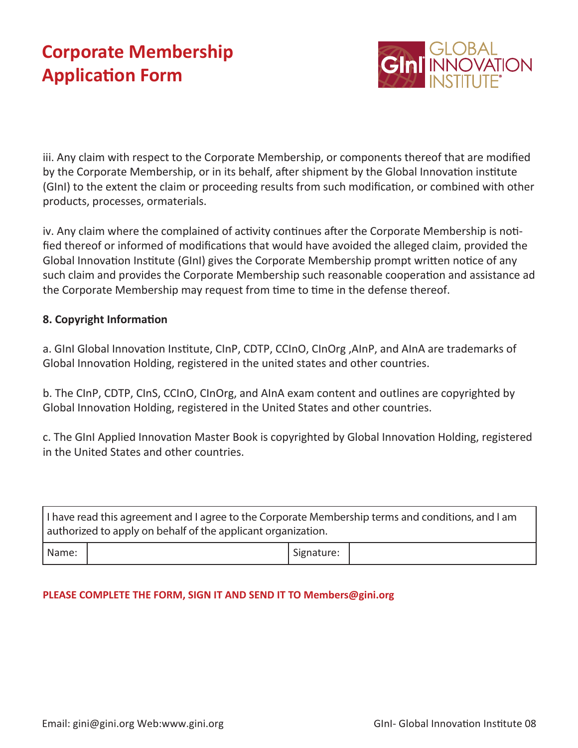# Corporate Membership Application Form

iii. Any claim with respect to the Corporate Membership, or components thereof that are modified by the Corporate Membership, or in its behalf, after shipment by the Global Innovation institute (GInI) to the extent the claim or proceeding results from such modification, or combined with other products, processes, ormaterials.

iv. Any claim where the complained of activity continues after the Corporate Membership is notified thereof or informed of modifications that would have avoided the alleged claim, provided the Global Innovation Institute (GInI) gives the Corporate Membership prompt written notice of any such claim and provides the Corporate Membership such reasonable cooperation and assistance ad the Corporate Membership may request from time to time in the defense thereof.

**8. Copyright Information**

a. GInI Global Innovation Institute, CInP, CDTP, CCInO, CInOrg ,AInP, and AInA are trademarks of Global Innovation Holding, registered in the united states and other countries.

b. The CInP, CDTP, CInS, CCInO, CInOrg, and AInA exam content and outlines are copyrighted by Global Innovation Holding, registered in the United States and other countries.

c. The GInI Applied Innovation Master Book is copyrighted by Global Innovation Holding, registered in the United States and other countries.

| | | | |
|---|---|---|---|
| I have read this agreement and I agree to the Corporate Membership terms and conditions, and I am authorized to apply on behalf of the applicant organization. | | | |
| Name: | | Signature: | |

**PLEASE COMPLETE THE FORM, SIGN IT AND SEND IT TO Members@gini.org**